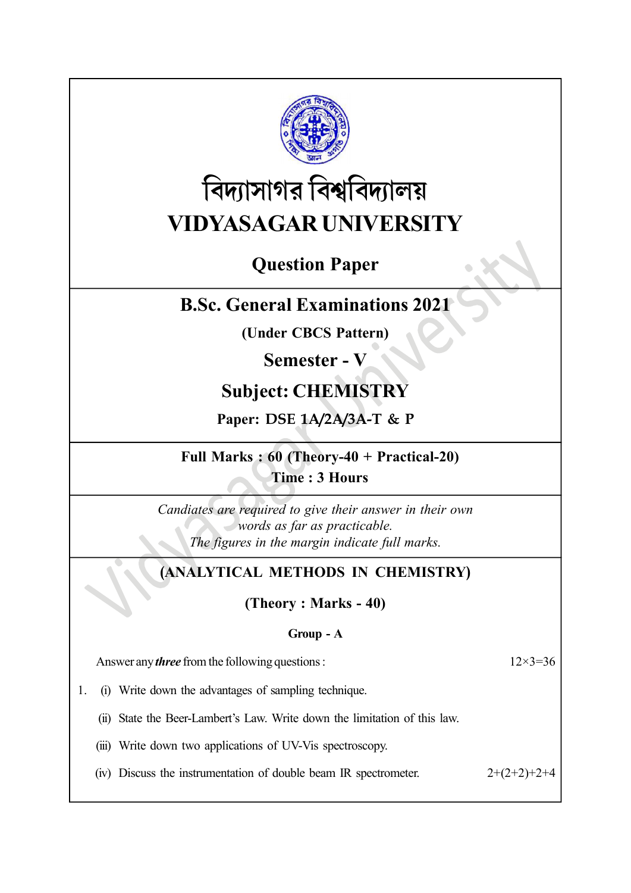# বিদ্যাসাগর বিশ্ববিদ্যালয়

# VIDYASAGAR UNIVERSITY

## Question Paper

## B.Sc. General Examinations 2021

**(Under CBCS Pattern)**

## Semester - V

## Subject: CHEMISTRY

**Paper: DSE 1A/2A/3A-T & P**

**Full Marks : 60 (Theory-40 + Practical-20)**

**Time : 3 Hours**

*Candiates are required to give their answer in their own words as far as practicable.*

*The figures in the margin indicate full marks.*

## (ANALYTICAL METHODS IN CHEMISTRY)

### (Theory : Marks - 40)

#### Group - A

Answer any ***three*** from the following questions : 12×3=36

1. (i) Write down the advantages of sampling technique.

   (ii) State the Beer-Lambert's Law. Write down the limitation of this law.

   (iii) Write down two applications of UV-Vis spectroscopy.

   (iv) Discuss the instrumentation of double beam IR spectrometer. 2+(2+2)+2+4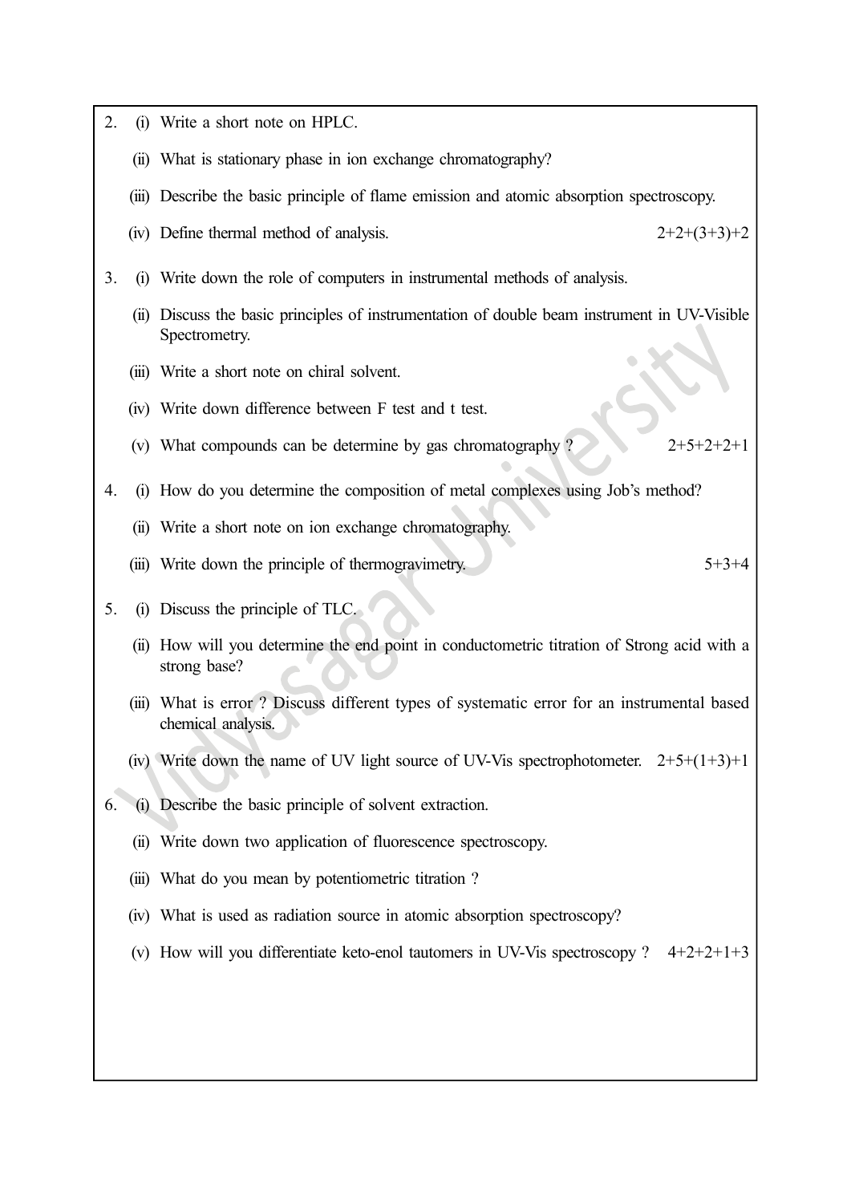2. (i) Write a short note on HPLC.

   (ii) What is stationary phase in ion exchange chromatography?

   (iii) Describe the basic principle of flame emission and atomic absorption spectroscopy.

   (iv) Define thermal method of analysis. 2+2+(3+3)+2

3. (i) Write down the role of computers in instrumental methods of analysis.

   (ii) Discuss the basic principles of instrumentation of double beam instrument in UV-Visible Spectrometry.

   (iii) Write a short note on chiral solvent.

   (iv) Write down difference between F test and t test.

   (v) What compounds can be determine by gas chromatography ? 2+5+2+2+1

4. (i) How do you determine the composition of metal complexes using Job's method?

   (ii) Write a short note on ion exchange chromatography.

   (iii) Write down the principle of thermogravimetry. 5+3+4

5. (i) Discuss the principle of TLC.

   (ii) How will you determine the end point in conductometric titration of Strong acid with a strong base?

   (iii) What is error ? Discuss different types of systematic error for an instrumental based chemical analysis.

   (iv) Write down the name of UV light source of UV-Vis spectrophotometer. 2+5+(1+3)+1

6. (i) Describe the basic principle of solvent extraction.

   (ii) Write down two application of fluorescence spectroscopy.

   (iii) What do you mean by potentiometric titration ?

   (iv) What is used as radiation source in atomic absorption spectroscopy?

   (v) How will you differentiate keto-enol tautomers in UV-Vis spectroscopy ? 4+2+2+1+3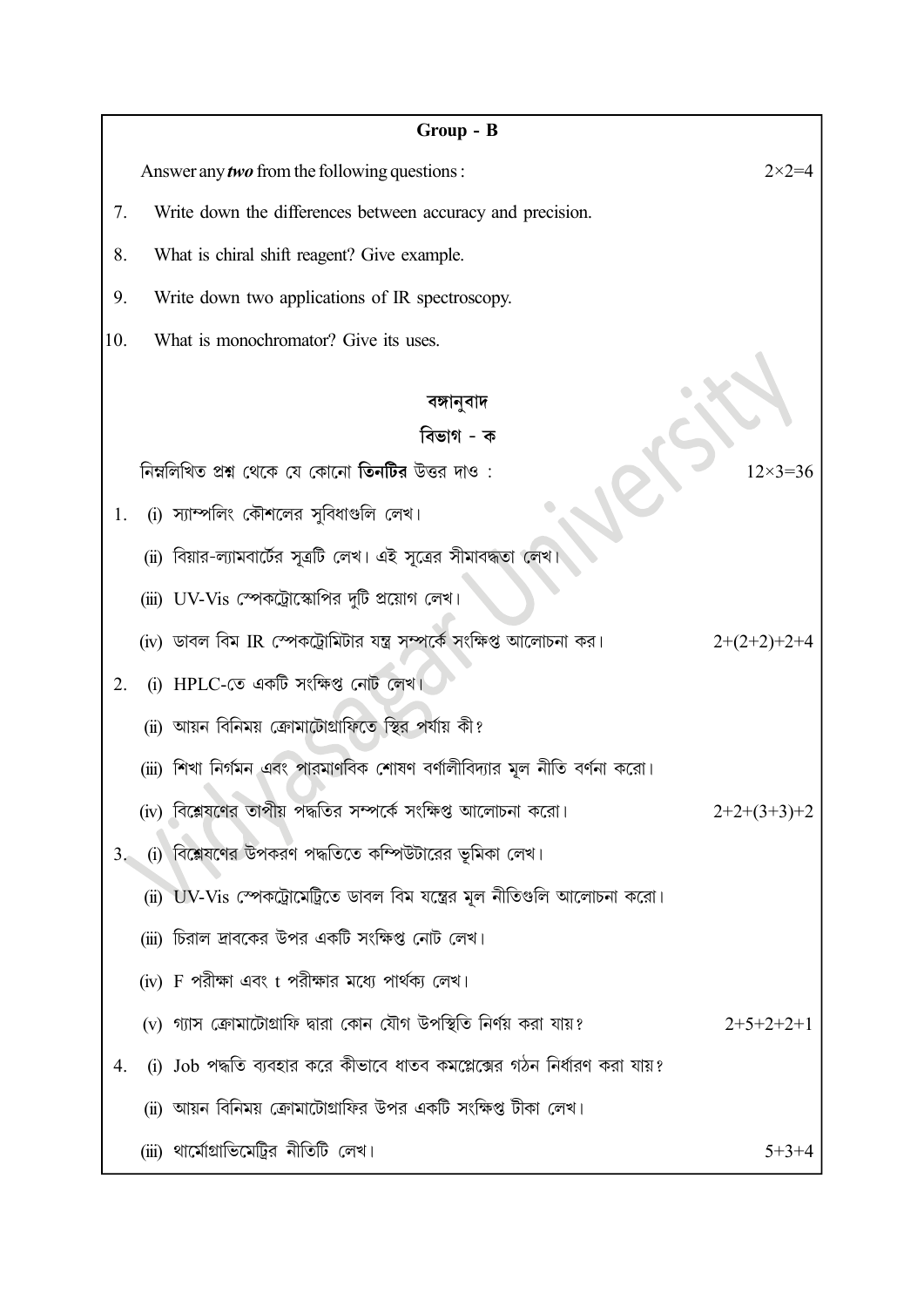## Group - B

Answer any ***two*** from the following questions : $2\times2=4$

7. Write down the differences between accuracy and precision.

8. What is chiral shift reagent? Give example.

9. Write down two applications of IR spectroscopy.

10. What is monochromator? Give its uses.

## বঙ্গানুবাদ

## বিভাগ - ক

নিম্নলিখিত প্রশ্ন থেকে যে কোনো **তিনটির** উত্তর দাও : $12\times3=36$

1. (i) স্যাম্পলিং কৌশলের সুবিধাগুলি লেখ।

   (ii) বিয়ার-ল্যামবার্টের সূত্রটি লেখ। এই সূত্রের সীমাবদ্ধতা লেখ।

   (iii) UV-Vis স্পেকট্রোস্কোপির দুটি প্রয়োগ লেখ।

   (iv) ডাবল বিম IR স্পেকট্রোমিটার যন্ত্র সম্পর্কে সংক্ষিপ্ত আলোচনা কর। $2+(2+2)+2+4$

2. (i) HPLC-তে একটি সংক্ষিপ্ত নোট লেখ।

   (ii) আয়ন বিনিময় ক্রোমাটোগ্রাফিতে স্থির পর্যায় কী?

   (iii) শিখা নির্গমন এবং পারমাণবিক শোষণ বর্ণালীবিদ্যার মূল নীতি বর্ণনা করো।

   (iv) বিশ্লেষণের তাপীয় পদ্ধতির সম্পর্কে সংক্ষিপ্ত আলোচনা করো। $2+2+(3+3)+2$

3. (i) বিশ্লেষণের উপকরণ পদ্ধতিতে কম্পিউটারের ভূমিকা লেখ।

   (ii) UV-Vis স্পেকট্রোমেট্রিতে ডাবল বিম যন্ত্রের মূল নীতিগুলি আলোচনা করো।

   (iii) চিরাল দ্রাবকের উপর একটি সংক্ষিপ্ত নোট লেখ।

   (iv) F পরীক্ষা এবং t পরীক্ষার মধ্যে পার্থক্য লেখ।

   (v) গ্যাস ক্রোমাটোগ্রাফি দ্বারা কোন যৌগ উপস্থিতি নির্ণয় করা যায়? $2+5+2+2+1$

4. (i) Job পদ্ধতি ব্যবহার করে কীভাবে ধাতব কমপ্লেক্সের গঠন নির্ধারণ করা যায়?

   (ii) আয়ন বিনিময় ক্রোমাটোগ্রাফির উপর একটি সংক্ষিপ্ত টীকা লেখ।

   (iii) থার্মোগ্রাভিমেট্রির নীতিটি লেখ। $5+3+4$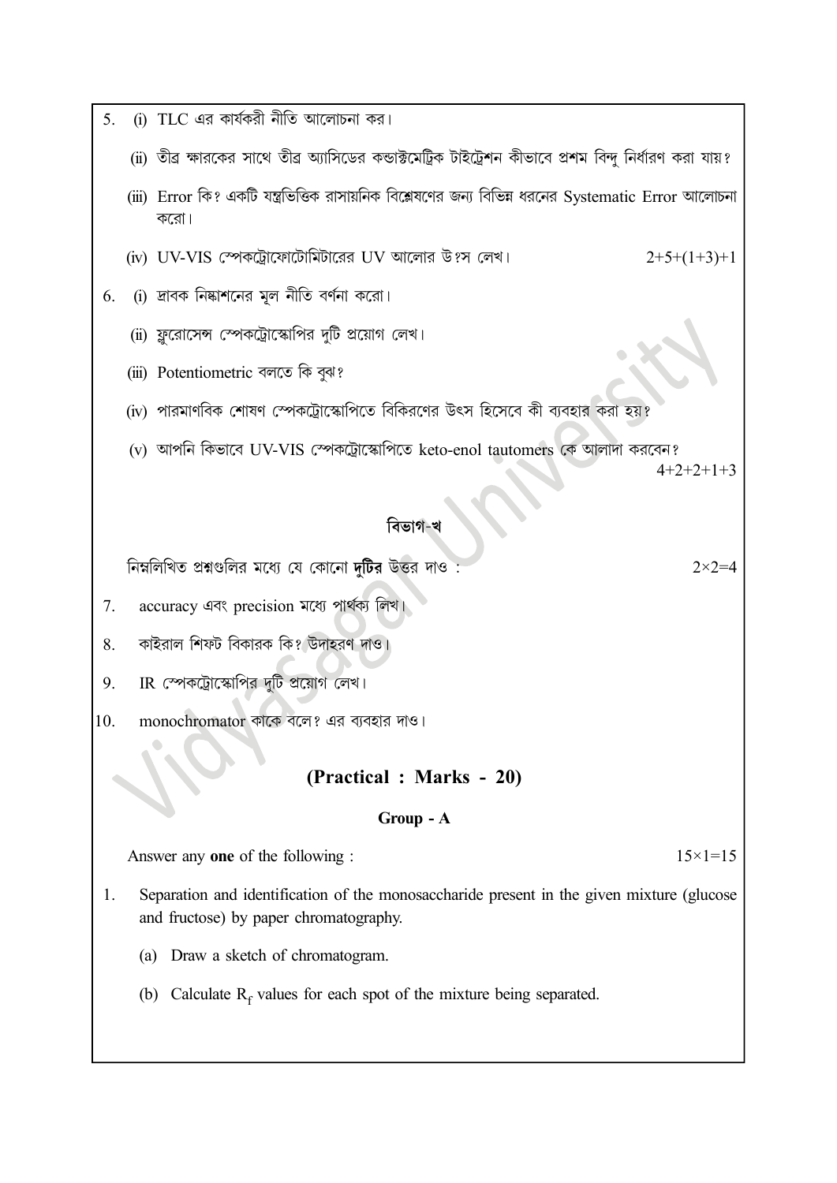5. (i) TLC এর কার্যকরী নীতি আলোচনা কর।

   (ii) তীব্র ক্ষারকের সাথে তীব্র অ্যাসিডের কন্ডাক্টমেট্রিক টাইট্রেশন কীভাবে প্রশম বিন্দু নির্ধারণ করা যায়?

   (iii) Error কি? একটি যন্ত্রভিত্তিক রাসায়নিক বিশ্লেষণের জন্য বিভিন্ন ধরনের Systematic Error আলোচনা করো।

   (iv) UV-VIS স্পেকট্রোফোটোমিটারের UV আলোর উৎস লেখ। 2+5+(1+3)+1

6. (i) দ্রাবক নিষ্কাশনের মূল নীতি বর্ণনা করো।

   (ii) ফ্লুরোসেন্স স্পেকট্রোস্কোপির দুটি প্রয়োগ লেখ।

   (iii) Potentiometric বলতে কি বুঝ?

   (iv) পারমাণবিক শোষণ স্পেকট্রোস্কোপিতে বিকিরণের উৎস হিসেবে কী ব্যবহার করা হয়?

   (v) আপনি কিভাবে UV-VIS স্পেকট্রোস্কোপিতে keto-enol tautomers কে আলাদা করবেন? 4+2+2+1+3

## বিভাগ-খ

নিম্নলিখিত প্রশ্নগুলির মধ্যে যে কোনো **দুটির** উত্তর দাও : 2×2=4

7. accuracy এবং precision মধ্যে পার্থক্য লিখ।

8. কাইরাল শিফট বিকারক কি? উদাহরণ দাও।

9. IR স্পেকট্রোস্কোপির দুটি প্রয়োগ লেখ।

10. monochromator কাকে বলে? এর ব্যবহার দাও।

## (Practical : Marks - 20)

### Group - A

Answer any **one** of the following : 15×1=15

1. Separation and identification of the monosaccharide present in the given mixture (glucose and fructose) by paper chromatography.

   (a) Draw a sketch of chromatogram.

   (b) Calculate $R_f$ values for each spot of the mixture being separated.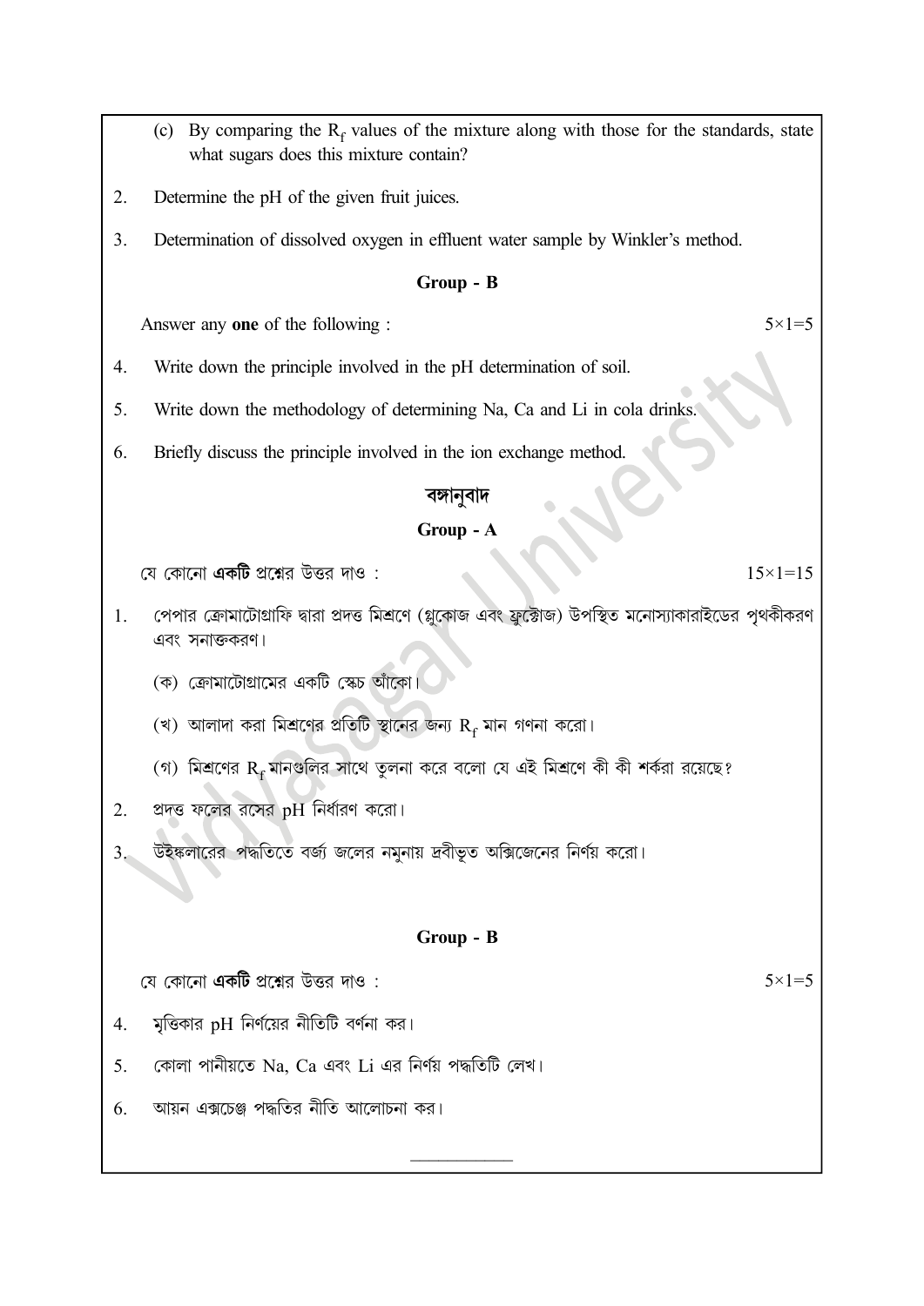(c) By comparing the $R_f$ values of the mixture along with those for the standards, state what sugars does this mixture contain?

2. Determine the pH of the given fruit juices.

3. Determination of dissolved oxygen in effluent water sample by Winkler's method.

**Group - B**

Answer any **one** of the following : $5\times1=5$

4. Write down the principle involved in the pH determination of soil.

5. Write down the methodology of determining Na, Ca and Li in cola drinks.

6. Briefly discuss the principle involved in the ion exchange method.

**বঙ্গানুবাদ**

**Group - A**

যে কোনো **একটি** প্রশ্নের উত্তর দাও : $15\times1=15$

1. পেপার ক্রোমাটোগ্রাফি দ্বারা প্রদত্ত মিশ্রণে (গ্লুকোজ এবং ফ্রুক্টোজ) উপস্থিত মনোস্যাকারাইডের পৃথকীকরণ এবং সনাক্তকরণ।

   (ক) ক্রোমাটোগ্রামের একটি স্কেচ আঁকো।

   (খ) আলাদা করা মিশ্রণের প্রতিটি স্থানের জন্য $R_f$ মান গণনা করো।

   (গ) মিশ্রণের $R_f$ মানগুলির সাথে তুলনা করে বলো যে এই মিশ্রণে কী কী শর্করা রয়েছে?

2. প্রদত্ত ফলের রসের pH নির্ধারণ করো।

3. উইঙ্কলারের পদ্ধতিতে বর্জ্য জলের নমুনায় দ্রবীভূত অক্সিজেনের নির্ণয় করো।

**Group - B**

যে কোনো **একটি** প্রশ্নের উত্তর দাও : $5\times1=5$

4. মৃত্তিকার pH নির্ণয়ের নীতিটি বর্ণনা কর।

5. কোলা পানীয়তে Na, Ca এবং Li এর নির্ণয় পদ্ধতিটি লেখ।

6. আয়ন এক্সচেঞ্জ পদ্ধতির নীতি আলোচনা কর।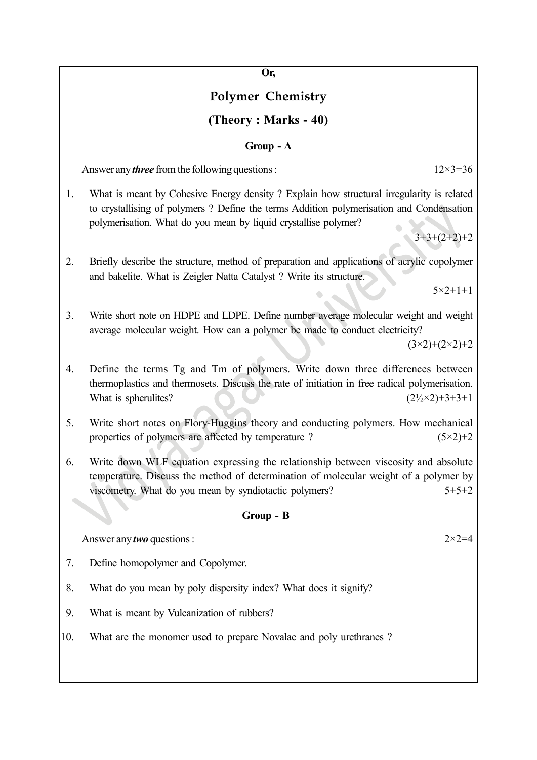**Or,**

# Polymer Chemistry

## (Theory : Marks - 40)

### Group - A

Answer any ***three*** from the following questions : 12×3=36

1. What is meant by Cohesive Energy density ? Explain how structural irregularity is related to crystallising of polymers ? Define the terms Addition polymerisation and Condensation polymerisation. What do you mean by liquid crystallise polymer?
   3+3+(2+2)+2

2. Briefly describe the structure, method of preparation and applications of acrylic copolymer and bakelite. What is Zeigler Natta Catalyst ? Write its structure.
   5×2+1+1

3. Write short note on HDPE and LDPE. Define number average molecular weight and weight average molecular weight. How can a polymer be made to conduct electricity?
   (3×2)+(2×2)+2

4. Define the terms Tg and Tm of polymers. Write down three differences between thermoplastics and thermosets. Discuss the rate of initiation in free radical polymerisation. What is spherulites? (2½×2)+3+3+1

5. Write short notes on Flory-Huggins theory and conducting polymers. How mechanical properties of polymers are affected by temperature ? (5×2)+2

6. Write down WLF equation expressing the relationship between viscosity and absolute temperature. Discuss the method of determination of molecular weight of a polymer by viscometry. What do you mean by syndiotactic polymers? 5+5+2

### Group - B

Answer any ***two*** questions : 2×2=4

7. Define homopolymer and Copolymer.

8. What do you mean by poly dispersity index? What does it signify?

9. What is meant by Vulcanization of rubbers?

10. What are the monomer used to prepare Novalac and poly urethranes ?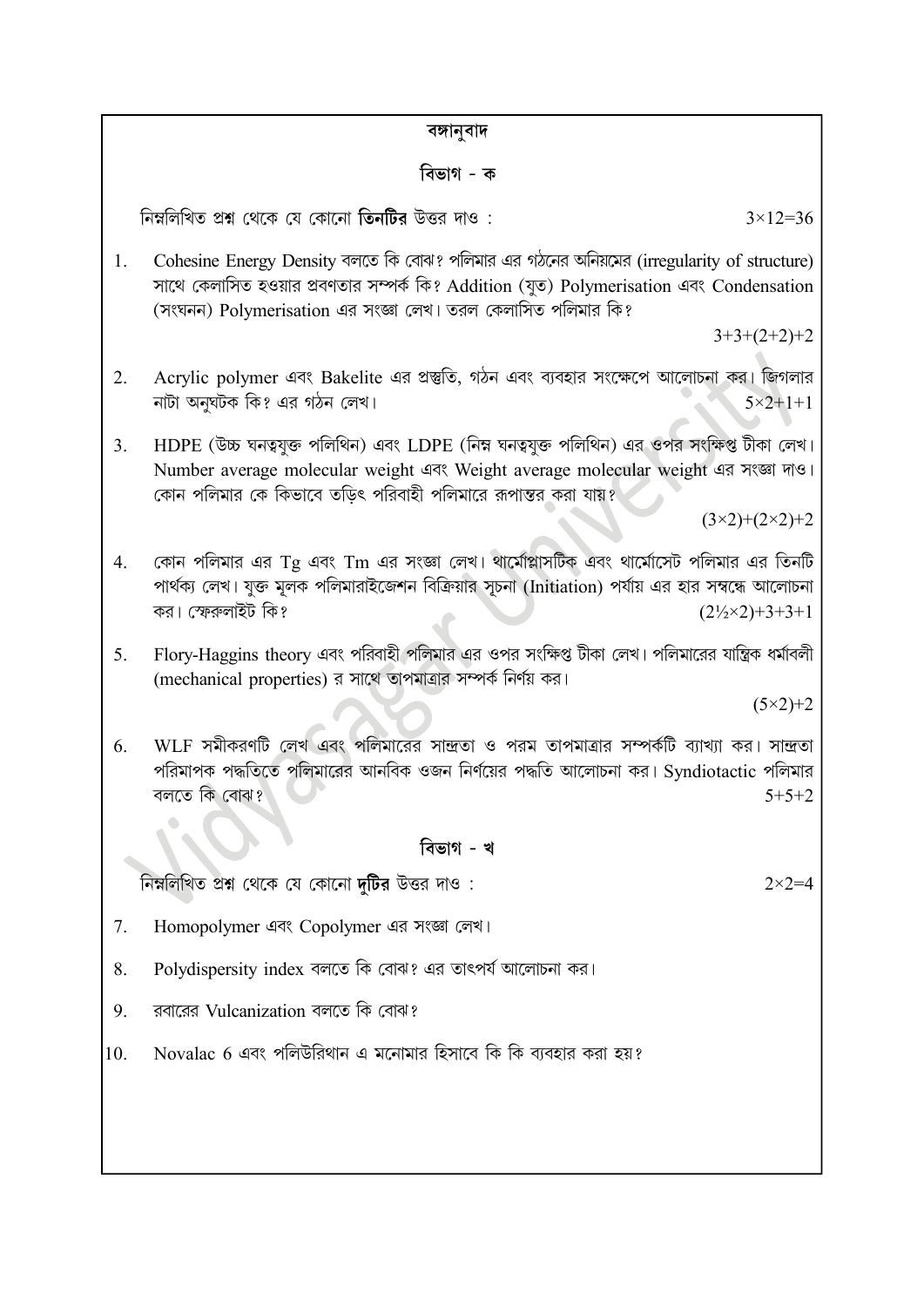## বঙ্গানুবাদ

### বিভাগ - ক

নিম্নলিখিত প্রশ্ন থেকে যে কোনো **তিনটির** উত্তর দাও : $3\times12=36$

1. Cohesine Energy Density বলতে কি বোঝ? পলিমার এর গঠনের অনিয়মের (irregularity of structure) সাথে কেলাসিত হওয়ার প্রবণতার সম্পর্ক কি? Addition (যুত) Polymerisation এবং Condensation (সংঘনন) Polymerisation এর সংজ্ঞা লেখ। তরল কেলাসিত পলিমার কি?
   $3+3+(2+2)+2$

2. Acrylic polymer এবং Bakelite এর প্রস্তুতি, গঠন এবং ব্যবহার সংক্ষেপে আলোচনা কর। জিগলার নাটা অনুঘটক কি? এর গঠন লেখ। $5\times2+1+1$

3. HDPE (উচ্চ ঘনত্বযুক্ত পলিথিন) এবং LDPE (নিম্ন ঘনত্বযুক্ত পলিথিন) এর ওপর সংক্ষিপ্ত টীকা লেখ। Number average molecular weight এবং Weight average molecular weight এর সংজ্ঞা দাও। কোন পলিমার কে কিভাবে তড়িৎ পরিবাহী পলিমারে রূপান্তর করা যায়?
   $(3\times2)+(2\times2)+2$

4. কোন পলিমার এর Tg এবং Tm এর সংজ্ঞা লেখ। থার্মোপ্লাসটিক এবং থার্মোসেট পলিমার এর তিনটি পার্থক্য লেখ। যুক্ত মূলক পলিমারাইজেশন বিক্রিয়ার সূচনা (Initiation) পর্যায় এর হার সম্বন্ধে আলোচনা কর। স্ফেরুলাইট কি? $(2\frac{1}{2}\times2)+3+3+1$

5. Flory-Haggins theory এবং পরিবাহী পলিমার এর ওপর সংক্ষিপ্ত টীকা লেখ। পলিমারের যান্ত্রিক ধর্মাবলী (mechanical properties) র সাথে তাপমাত্রার সম্পর্ক নির্ণয় কর।
   $(5\times2)+2$

6. WLF সমীকরণটি লেখ এবং পলিমারের সান্দ্রতা ও পরম তাপমাত্রার সম্পর্কটি ব্যাখ্যা কর। সান্দ্রতা পরিমাপক পদ্ধতিতে পলিমারের আনবিক ওজন নির্ণয়ের পদ্ধতি আলোচনা কর। Syndiotactic পলিমার বলতে কি বোঝ? $5+5+2$

### বিভাগ - খ

নিম্নলিখিত প্রশ্ন থেকে যে কোনো **দুটির** উত্তর দাও : $2\times2=4$

7. Homopolymer এবং Copolymer এর সংজ্ঞা লেখ।

8. Polydispersity index বলতে কি বোঝ? এর তাৎপর্য আলোচনা কর।

9. রবারের Vulcanization বলতে কি বোঝ?

10. Novalac 6 এবং পলিউরিথান এ মনোমার হিসাবে কি কি ব্যবহার করা হয়?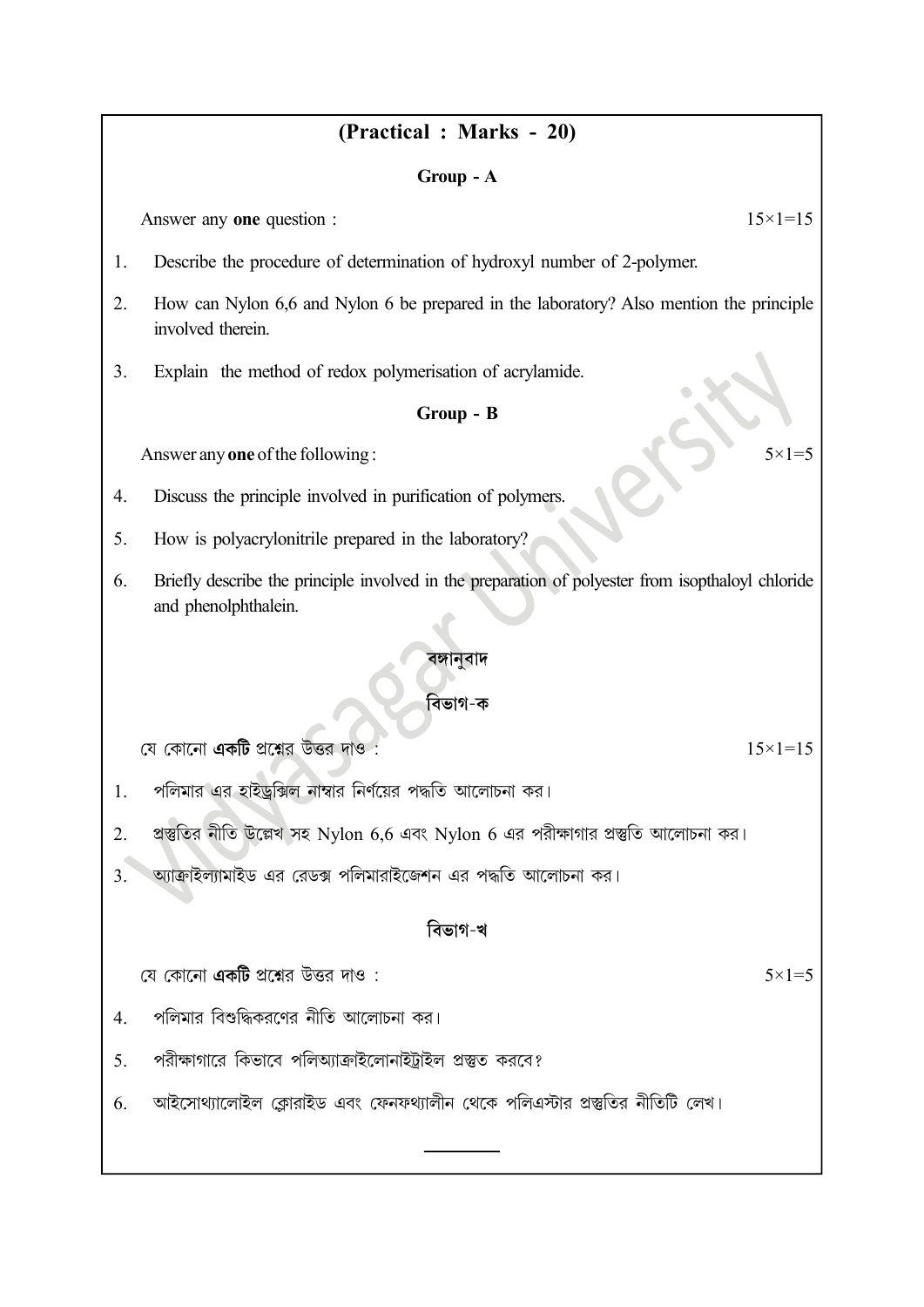## (Practical : Marks - 20)

### Group - A

Answer any **one** question : 15×1=15

1. Describe the procedure of determination of hydroxyl number of 2-polymer.
2. How can Nylon 6,6 and Nylon 6 be prepared in the laboratory? Also mention the principle involved therein.
3. Explain the method of redox polymerisation of acrylamide.

### Group - B

Answer any **one** of the following : 5×1=5

4. Discuss the principle involved in purification of polymers.
5. How is polyacrylonitrile prepared in the laboratory?
6. Briefly describe the principle involved in the preparation of polyester from isopthaloyl chloride and phenolphthalein.

### বঙ্গানুবাদ

### বিভাগ-ক

যে কোনো **একটি** প্রশ্নের উত্তর দাও : 15×1=15

1. পলিমার এর হাইড্রক্সিল নাম্বার নির্ণয়ের পদ্ধতি আলোচনা কর।
2. প্রস্তুতির নীতি উল্লেখ সহ Nylon 6,6 এবং Nylon 6 এর পরীক্ষাগার প্রস্তুতি আলোচনা কর।
3. অ্যাক্রাইল্যামাইড এর রেডক্স পলিমারাইজেশন এর পদ্ধতি আলোচনা কর।

### বিভাগ-খ

যে কোনো **একটি** প্রশ্নের উত্তর দাও : 5×1=5

4. পলিমার বিশুদ্ধিকরণের নীতি আলোচনা কর।
5. পরীক্ষাগারে কিভাবে পলিঅ্যাক্রাইলোনাইট্রাইল প্রস্তুত করবে?
6. আইসোথ্যালোইল ক্লোরাইড এবং ফেনফথ্যালীন থেকে পলিএস্টার প্রস্তুতির নীতিটি লেখ।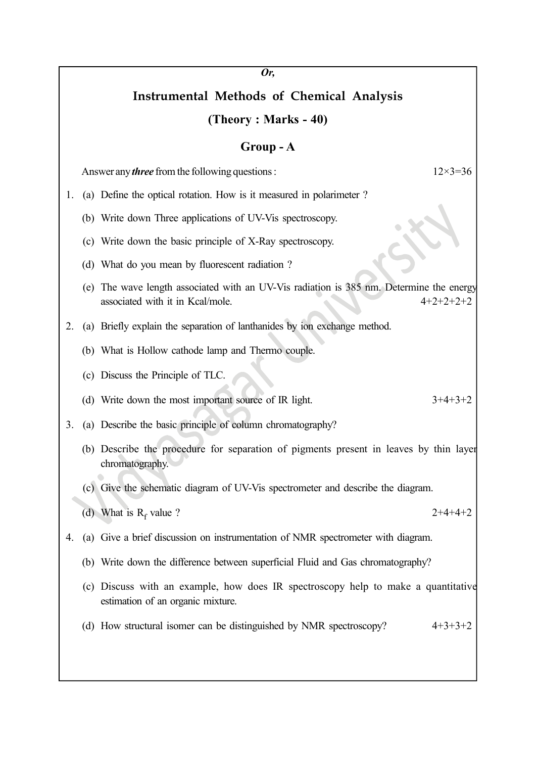*Or,*

## Instrumental Methods of Chemical Analysis

### (Theory : Marks - 40)

### Group - A

Answer any ***three*** from the following questions : 12×3=36

1. (a) Define the optical rotation. How is it measured in polarimeter ?

   (b) Write down Three applications of UV-Vis spectroscopy.

   (c) Write down the basic principle of X-Ray spectroscopy.

   (d) What do you mean by fluorescent radiation ?

   (e) The wave length associated with an UV-Vis radiation is 385 nm. Determine the energy associated with it in Kcal/mole. 4+2+2+2+2

2. (a) Briefly explain the separation of lanthanides by ion exchange method.

   (b) What is Hollow cathode lamp and Thermo couple.

   (c) Discuss the Principle of TLC.

   (d) Write down the most important source of IR light. 3+4+3+2

3. (a) Describe the basic principle of column chromatography?

   (b) Describe the procedure for separation of pigments present in leaves by thin layer chromatography.

   (c) Give the schematic diagram of UV-Vis spectrometer and describe the diagram.

   (d) What is $R_f$ value ? 2+4+4+2

4. (a) Give a brief discussion on instrumentation of NMR spectrometer with diagram.

   (b) Write down the difference between superficial Fluid and Gas chromatography?

   (c) Discuss with an example, how does IR spectroscopy help to make a quantitative estimation of an organic mixture.

   (d) How structural isomer can be distinguished by NMR spectroscopy? 4+3+3+2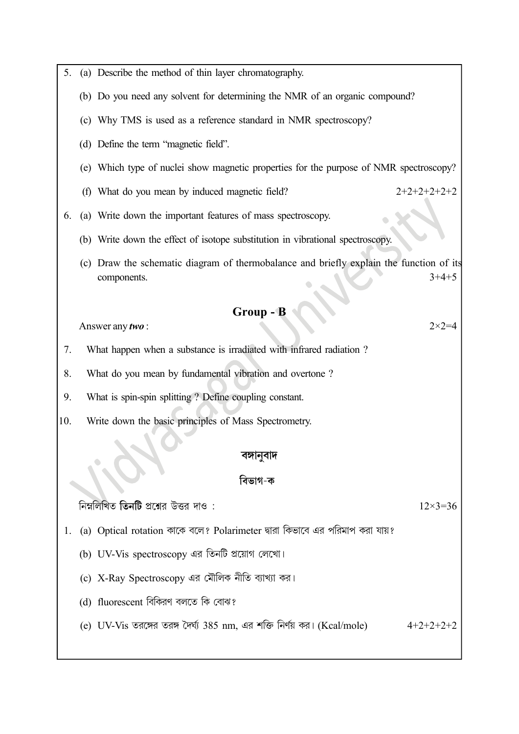5. (a) Describe the method of thin layer chromatography.

   (b) Do you need any solvent for determining the NMR of an organic compound?

   (c) Why TMS is used as a reference standard in NMR spectroscopy?

   (d) Define the term “magnetic field”.

   (e) Which type of nuclei show magnetic properties for the purpose of NMR spectroscopy?

   (f) What do you mean by induced magnetic field? 2+2+2+2+2+2

6. (a) Write down the important features of mass spectroscopy.

   (b) Write down the effect of isotope substitution in vibrational spectroscopy.

   (c) Draw the schematic diagram of thermobalance and briefly explain the function of its components. 3+4+5

## Group - B

Answer any ***two*** : 2×2=4

7. What happen when a substance is irradiated with infrared radiation ?

8. What do you mean by fundamental vibration and overtone ?

9. What is spin-spin splitting ? Define coupling constant.

10. Write down the basic principles of Mass Spectrometry.

## বঙ্গানুবাদ

### বিভাগ-ক

নিম্নলিখিত **তিনটি** প্রশ্নের উত্তর দাও : 12×3=36

1. (a) Optical rotation কাকে বলে? Polarimeter দ্বারা কিভাবে এর পরিমাপ করা যায়?

   (b) UV-Vis spectroscopy এর তিনটি প্রয়োগ লেখো।

   (c) X-Ray Spectroscopy এর মৌলিক নীতি ব্যাখ্যা কর।

   (d) fluorescent বিকিরণ বলতে কি বোঝ?

   (e) UV-Vis তরঙ্গের তরঙ্গ দৈর্ঘ্য 385 nm, এর শক্তি নির্ণয় কর। (Kcal/mole) 4+2+2+2+2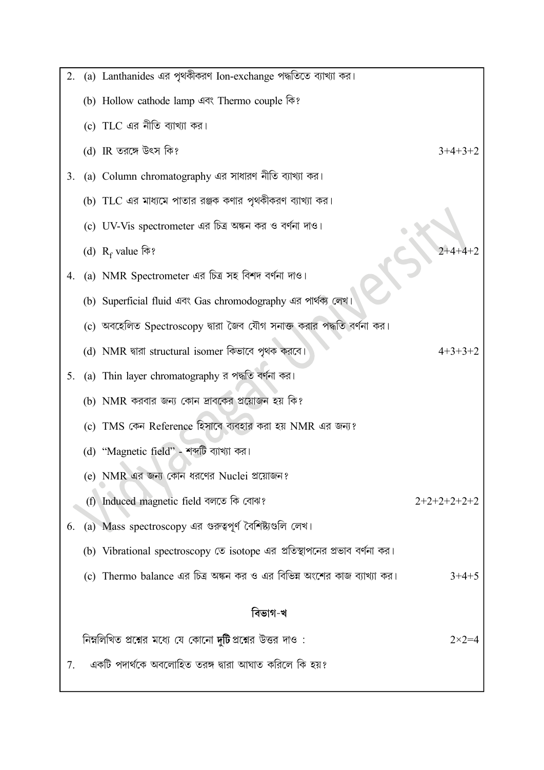2. (a) Lanthanides এর পৃথকীকরণ Ion-exchange পদ্ধতিতে ব্যাখ্যা কর।

   (b) Hollow cathode lamp এবং Thermo couple কি?

   (c) TLC এর নীতি ব্যাখ্যা কর।

   (d) IR তরঙ্গে উৎস কি? 3+4+3+2

3. (a) Column chromatography এর সাধারণ নীতি ব্যাখ্যা কর।

   (b) TLC এর মাধ্যমে পাতার রঞ্জক কণার পৃথকীকরণ ব্যাখ্যা কর।

   (c) UV-Vis spectrometer এর চিত্র অঙ্কন কর ও বর্ণনা দাও।

   (d) $R_f$ value কি? 2+4+4+2

4. (a) NMR Spectrometer এর চিত্র সহ বিশদ বর্ণনা দাও।

   (b) Superficial fluid এবং Gas chromodography এর পার্থক্য লেখ।

   (c) অবহেলিত Spectroscopy দ্বারা জৈব যৌগ সনাক্ত করার পদ্ধতি বর্ণনা কর।

   (d) NMR দ্বারা structural isomer কিভাবে পৃথক করবে। 4+3+3+2

5. (a) Thin layer chromatography র পদ্ধতি বর্ণনা কর।

   (b) NMR করবার জন্য কোন দ্রাবকের প্রয়োজন হয় কি?

   (c) TMS কেন Reference হিসাবে ব্যবহার করা হয় NMR এর জন্য?

   (d) "Magnetic field" - শব্দটি ব্যাখ্যা কর।

   (e) NMR এর জন্য কোন ধরণের Nuclei প্রয়োজন?

   (f) Induced magnetic field বলতে কি বোঝ? 2+2+2+2+2+2

6. (a) Mass spectroscopy এর গুরুত্বপূর্ণ বৈশিষ্ট্যগুলি লেখ।

   (b) Vibrational spectroscopy তে isotope এর প্রতিস্থাপনের প্রভাব বর্ণনা কর।

   (c) Thermo balance এর চিত্র অঙ্কন কর ও এর বিভিন্ন অংশের কাজ ব্যাখ্যা কর। 3+4+5

## বিভাগ-খ

নিম্নলিখিত প্রশ্নের মধ্যে যে কোনো **দুটি** প্রশ্নের উত্তর দাও : 2×2=4

7. একটি পদার্থকে অবলোহিত তরঙ্গ দ্বারা আঘাত করিলে কি হয়?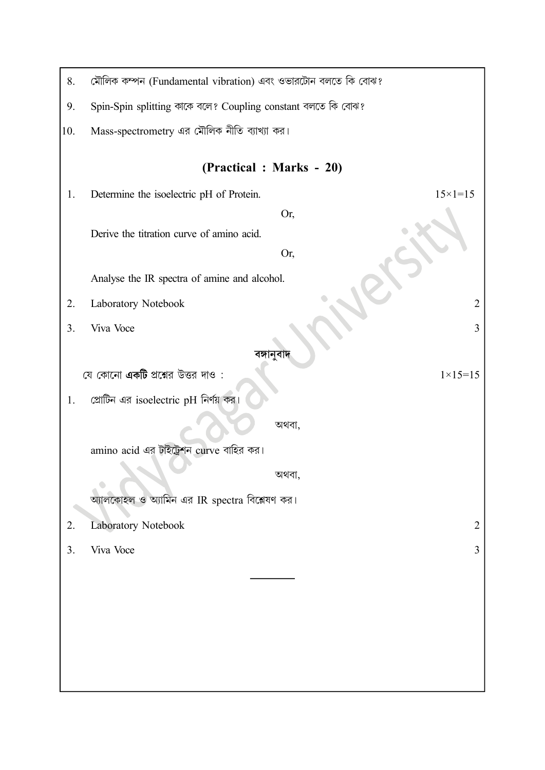8. মৌলিক কম্পন (Fundamental vibration) এবং ওভারটোন বলতে কি বোঝ?

9. Spin-Spin splitting কাকে বলে? Coupling constant বলতে কি বোঝ?

10. Mass-spectrometry এর মৌলিক নীতি ব্যাখ্যা কর।

## (Practical : Marks - 20)

1. Determine the isoelectric pH of Protein. $15 \times 1 = 15$

   Or,

   Derive the titration curve of amino acid.

   Or,

   Analyse the IR spectra of amine and alcohol.

2. Laboratory Notebook 2

3. Viva Voce 3

### বঙ্গানুবাদ

যে কোনো **একটি** প্রশ্নের উত্তর দাও : $1 \times 15 = 15$

1. প্রোটিন এর isoelectric pH নির্ণয় কর।

   অথবা,

   amino acid এর টাইট্রেশন curve বাহির কর।

   অথবা,

   অ্যালকোহল ও অ্যামিন এর IR spectra বিশ্লেষণ কর।

2. Laboratory Notebook 2

3. Viva Voce 3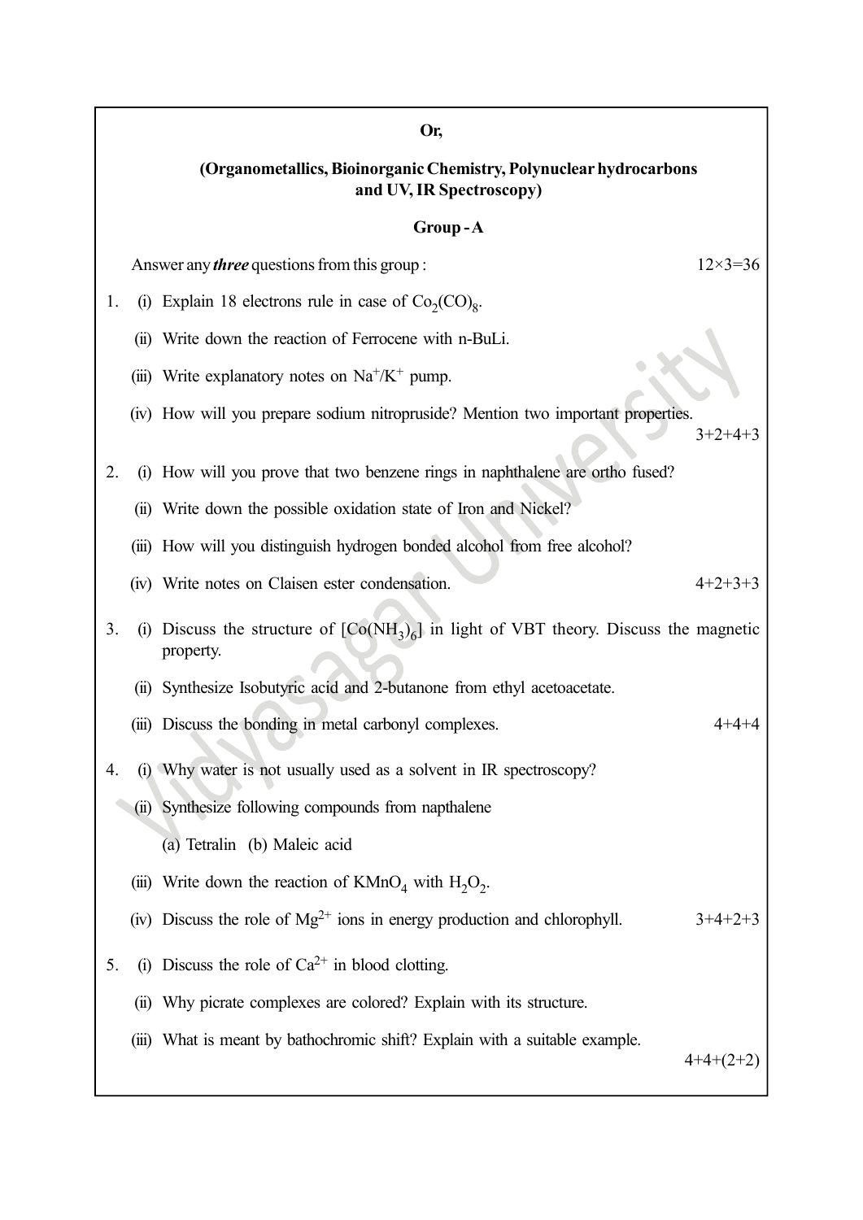**Or,**

**(Organometallics, Bioinorganic Chemistry, Polynuclear hydrocarbons and UV, IR Spectroscopy)**

**Group - A**

Answer any ***three*** questions from this group : 12×3=36

1. (i) Explain 18 electrons rule in case of $Co_2(CO)_8$.

   (ii) Write down the reaction of Ferrocene with n-BuLi.

   (iii) Write explanatory notes on $Na^+/K^+$ pump.

   (iv) How will you prepare sodium nitropruside? Mention two important properties.

   3+2+4+3

2. (i) How will you prove that two benzene rings in naphthalene are ortho fused?

   (ii) Write down the possible oxidation state of Iron and Nickel?

   (iii) How will you distinguish hydrogen bonded alcohol from free alcohol?

   (iv) Write notes on Claisen ester condensation. 4+2+3+3

3. (i) Discuss the structure of $[Co(NH_3)_6]$ in light of VBT theory. Discuss the magnetic property.

   (ii) Synthesize Isobutyric acid and 2-butanone from ethyl acetoacetate.

   (iii) Discuss the bonding in metal carbonyl complexes. 4+4+4

4. (i) Why water is not usually used as a solvent in IR spectroscopy?

   (ii) Synthesize following compounds from napthalene

   (a) Tetralin (b) Maleic acid

   (iii) Write down the reaction of $KMnO_4$ with $H_2O_2$.

   (iv) Discuss the role of $Mg^{2+}$ ions in energy production and chlorophyll. 3+4+2+3

5. (i) Discuss the role of $Ca^{2+}$ in blood clotting.

   (ii) Why picrate complexes are colored? Explain with its structure.

   (iii) What is meant by bathochromic shift? Explain with a suitable example.

   4+4+(2+2)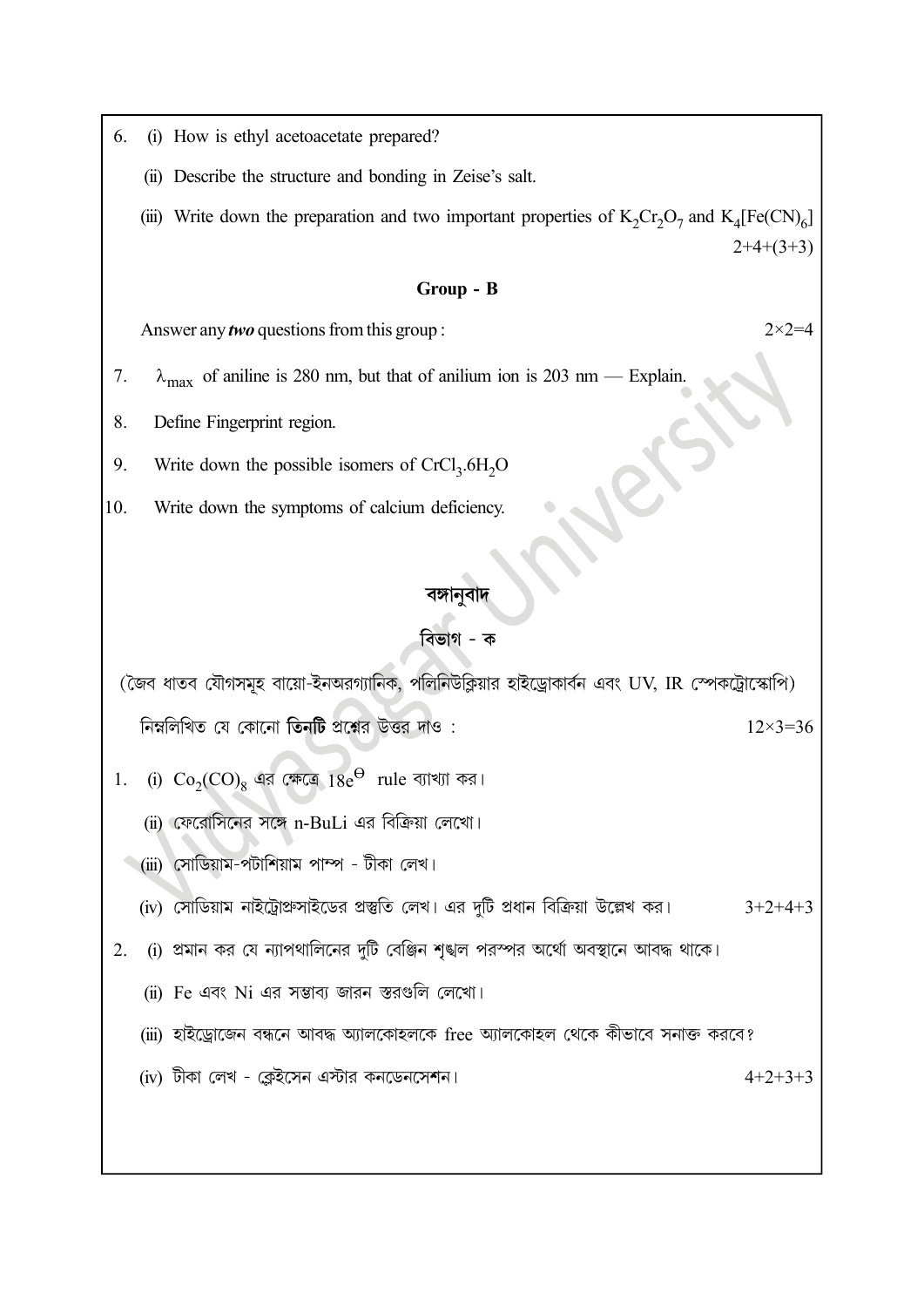6. (i) How is ethyl acetoacetate prepared?

   (ii) Describe the structure and bonding in Zeise's salt.

   (iii) Write down the preparation and two important properties of $K_2Cr_2O_7$ and $K_4[Fe(CN)_6]$

   2+4+(3+3)

### Group - B

Answer any ***two*** questions from this group : 2×2=4

7. $\lambda_{max}$ of aniline is 280 nm, but that of anilium ion is 203 nm — Explain.

8. Define Fingerprint region.

9. Write down the possible isomers of $CrCl_3.6H_2O$

10. Write down the symptoms of calcium deficiency.

## বঙ্গানুবাদ

### বিভাগ - ক

(জৈব ধাতব যৌগসমূহ বায়ো-ইনঅরগ্যানিক, পলিনিউক্লিয়ার হাইড্রোকার্বন এবং UV, IR স্পেকট্রোস্কোপি)

নিম্নলিখিত যে কোনো **তিনটি** প্রশ্নের উত্তর দাও : 12×3=36

1. (i) $Co_2(CO)_8$ এর ক্ষেত্রে $18e^{\Theta}$ rule ব্যাখ্যা কর।

   (ii) ফেরোসিনের সঙ্গে n-BuLi এর বিক্রিয়া লেখো।

   (iii) সোডিয়াম-পটাশিয়াম পাম্প - টীকা লেখ।

   (iv) সোডিয়াম নাইট্রোপ্রুসাইডের প্রস্তুতি লেখ। এর দুটি প্রধান বিক্রিয়া উল্লেখ কর। 3+2+4+3

2. (i) প্রমান কর যে ন্যাপথালিনের দুটি বেঞ্জিন শৃঙ্খল পরস্পর অর্থো অবস্থানে আবদ্ধ থাকে।

   (ii) Fe এবং Ni এর সম্ভাব্য জারন স্তরগুলি লেখো।

   (iii) হাইড্রোজেন বন্ধনে আবদ্ধ অ্যালকোহলকে free অ্যালকোহল থেকে কীভাবে সনাক্ত করবে?

   (iv) টীকা লেখ - ক্লেইসেন এস্টার কনডেনসেশন। 4+2+3+3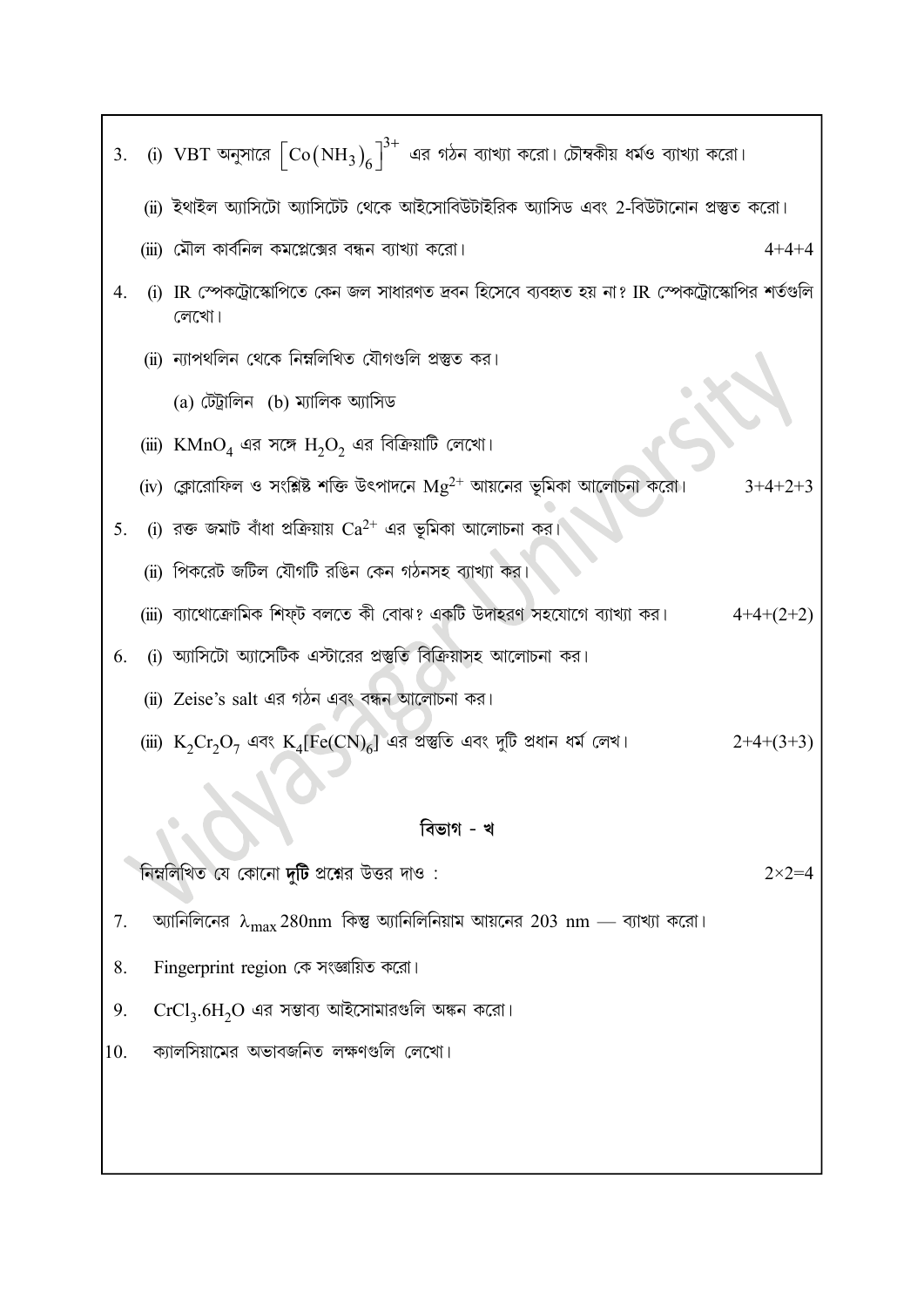3. (i) VBT অনুসারে $\left[Co(NH_3)_6\right]^{3+}$ এর গঠন ব্যাখ্যা করো। চৌম্বকীয় ধর্মও ব্যাখ্যা করো।

   (ii) ইথাইল অ্যাসিটো অ্যাসিটেট থেকে আইসোবিউটাইরিক অ্যাসিড এবং 2-বিউটানোন প্রস্তুত করো।

   (iii) মৌল কার্বনিল কমপ্লেক্সের বন্ধন ব্যাখ্যা করো। 4+4+4

4. (i) IR স্পেকট্রোস্কোপিতে কেন জল সাধারণত দ্রবন হিসেবে ব্যবহৃত হয় না? IR স্পেকট্রোস্কোপির শর্তগুলি লেখো।

   (ii) ন্যাপথলিন থেকে নিম্নলিখিত যৌগগুলি প্রস্তুত কর।

   (a) টেট্রালিন (b) ম্যালিক অ্যাসিড

   (iii) $KMnO_4$ এর সঙ্গে $H_2O_2$ এর বিক্রিয়াটি লেখো।

   (iv) ক্লোরোফিল ও সংশ্লিষ্ট শক্তি উৎপাদনে $Mg^{2+}$ আয়নের ভূমিকা আলোচনা করো। 3+4+2+3

5. (i) রক্ত জমাট বাঁধা প্রক্রিয়ায় $Ca^{2+}$ এর ভূমিকা আলোচনা কর।

   (ii) পিকরেট জটিল যৌগটি রঙিন কেন গঠনসহ ব্যাখ্যা কর।

   (iii) ব্যাথোক্রোমিক শিফ্ট বলতে কী বোঝ? একটি উদাহরণ সহযোগে ব্যাখ্যা কর। 4+4+(2+2)

6. (i) অ্যাসিটো অ্যাসেটিক এস্টারের প্রস্তুতি বিক্রিয়াসহ আলোচনা কর।

   (ii) Zeise's salt এর গঠন এবং বন্ধন আলোচনা কর।

   (iii) $K_2Cr_2O_7$ এবং $K_4[Fe(CN)_6]$ এর প্রস্তুতি এবং দুটি প্রধান ধর্ম লেখ। 2+4+(3+3)

## বিভাগ - খ

নিম্নলিখিত যে কোনো **দুটি** প্রশ্নের উত্তর দাও : 2×2=4

7. অ্যানিলিনের $\lambda_{max}$ 280nm কিন্তু অ্যানিলিনিয়াম আয়নের 203 nm — ব্যাখ্যা করো।

8. Fingerprint region কে সংজ্ঞায়িত করো।

9. $CrCl_3.6H_2O$ এর সম্ভাব্য আইসোমারগুলি অঙ্কন করো।

10. ক্যালসিয়ামের অভাবজনিত লক্ষণগুলি লেখো।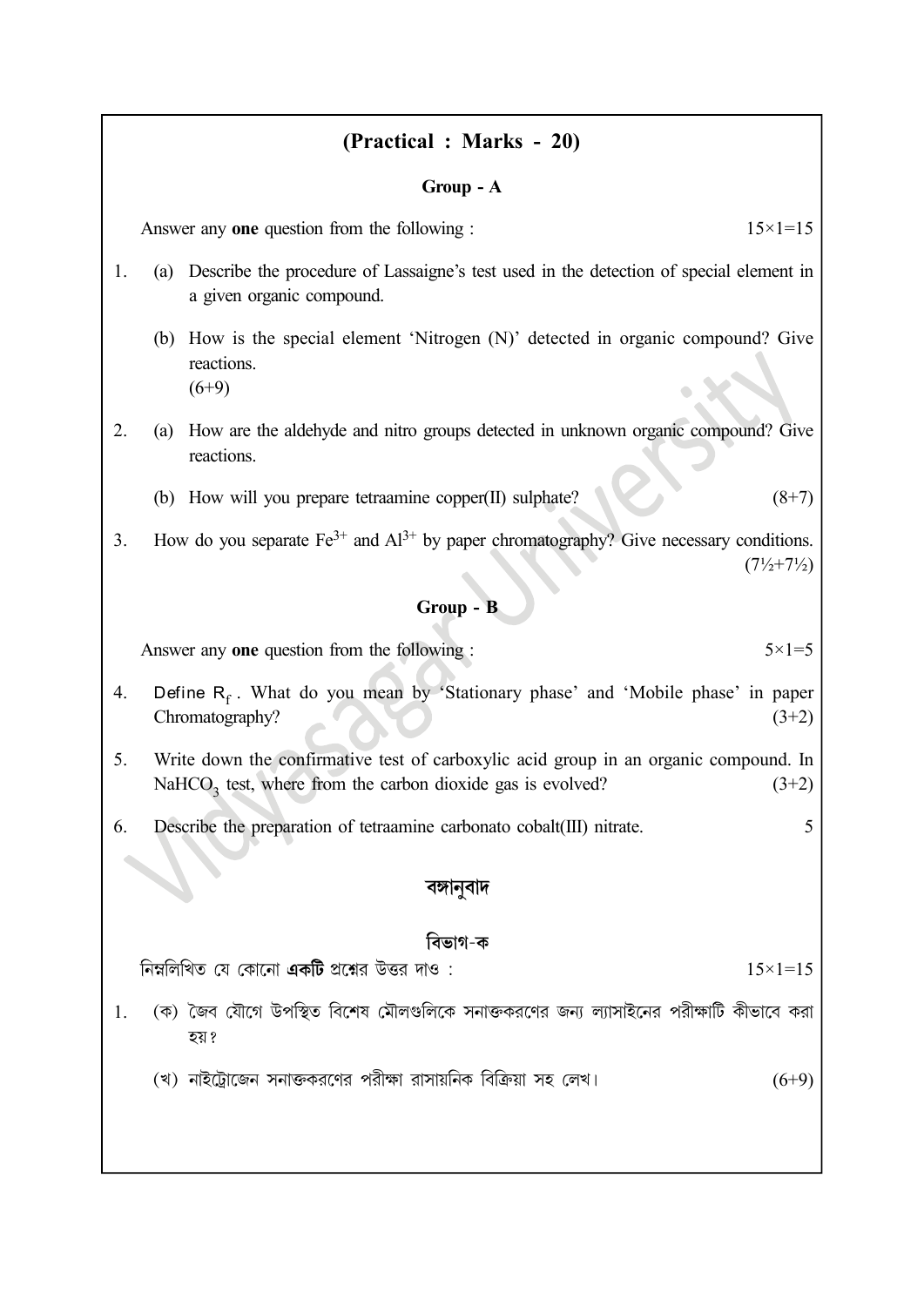## (Practical : Marks - 20)

### Group - A

Answer any **one** question from the following : $15 \times 1 = 15$

1. (a) Describe the procedure of Lassaigne's test used in the detection of special element in a given organic compound.

   (b) How is the special element 'Nitrogen (N)' detected in organic compound? Give reactions.
   (6+9)

2. (a) How are the aldehyde and nitro groups detected in unknown organic compound? Give reactions.

   (b) How will you prepare tetraamine copper(II) sulphate? (8+7)

3. How do you separate $Fe^{3+}$ and $Al^{3+}$ by paper chromatography? Give necessary conditions. (7½+7½)

### Group - B

Answer any **one** question from the following : $5 \times 1 = 5$

4. Define $R_f$. What do you mean by 'Stationary phase' and 'Mobile phase' in paper Chromatography? (3+2)

5. Write down the confirmative test of carboxylic acid group in an organic compound. In $NaHCO_3$ test, where from the carbon dioxide gas is evolved? (3+2)

6. Describe the preparation of tetraamine carbonato cobalt(III) nitrate. 5

## বঙ্গানুবাদ

### বিভাগ-ক

নিম্নলিখিত যে কোনো **একটি** প্রশ্নের উত্তর দাও : $15 \times 1 = 15$

1. (ক) জৈব যৌগে উপস্থিত বিশেষ মৌলগুলিকে সনাক্তকরণের জন্য ল্যাসাইনের পরীক্ষাটি কীভাবে করা হয়?

   (খ) নাইট্রোজেন সনাক্তকরণের পরীক্ষা রাসায়নিক বিক্রিয়া সহ লেখ। (6+9)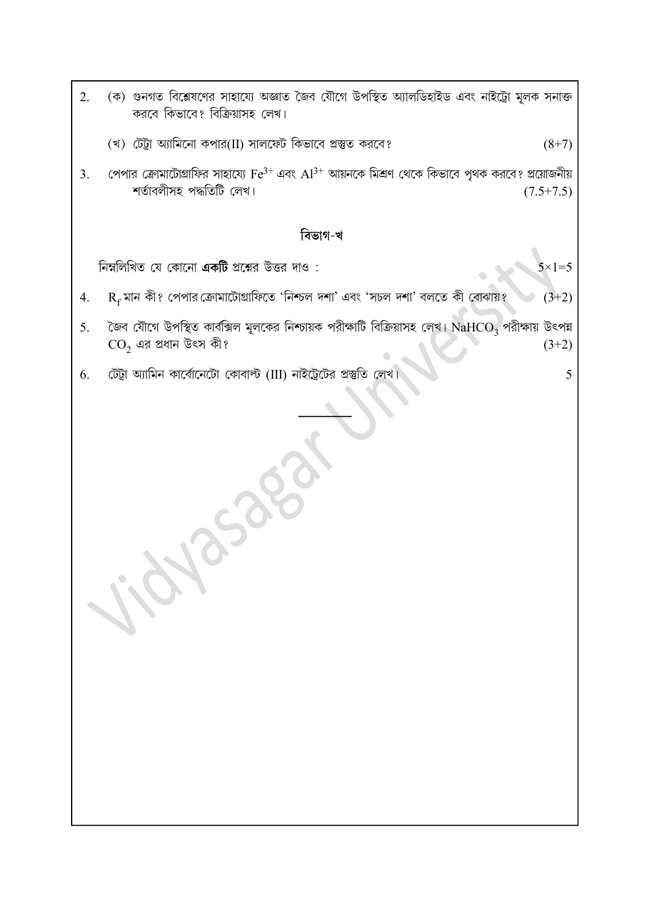2. (ক) গুনগত বিশ্লেষণের সাহায্যে অজ্ঞাত জৈব যৌগে উপস্থিত অ্যালডিহাইড এবং নাইট্রো মূলক সনাক্ত করবে কিভাবে? বিক্রিয়াসহ লেখ।

   (খ) টেট্রা অ্যামিনো কপার(II) সালফেট কিভাবে প্রস্তুত করবে? (8+7)

3. পেপার ক্রোমাটোগ্রাফির সাহায্যে $Fe^{3+}$ এবং $Al^{3+}$ আয়নকে মিশ্রণ থেকে কিভাবে পৃথক করবে? প্রয়োজনীয় শর্তাবলীসহ পদ্ধতিটি লেখ। (7.5+7.5)

## বিভাগ-খ

নিম্নলিখিত যে কোনো **একটি** প্রশ্নের উত্তর দাও : $5 \times 1 = 5$

4. $R_f$ মান কী? পেপার ক্রোমাটোগ্রাফিতে 'নিশ্চল দশা' এবং 'সচল দশা' বলতে কী বোঝায়? (3+2)

5. জৈব যৌগে উপস্থিত কার্বক্সিল মূলকের নিশ্চায়ক পরীক্ষাটি বিক্রিয়াসহ লেখ। $NaHCO_3$ পরীক্ষায় উৎপন্ন $CO_2$ এর প্রধান উৎস কী? (3+2)

6. টেট্রা অ্যামিন কার্বোনেটো কোবাল্ট (III) নাইট্রেটের প্রস্তুতি লেখ। 5